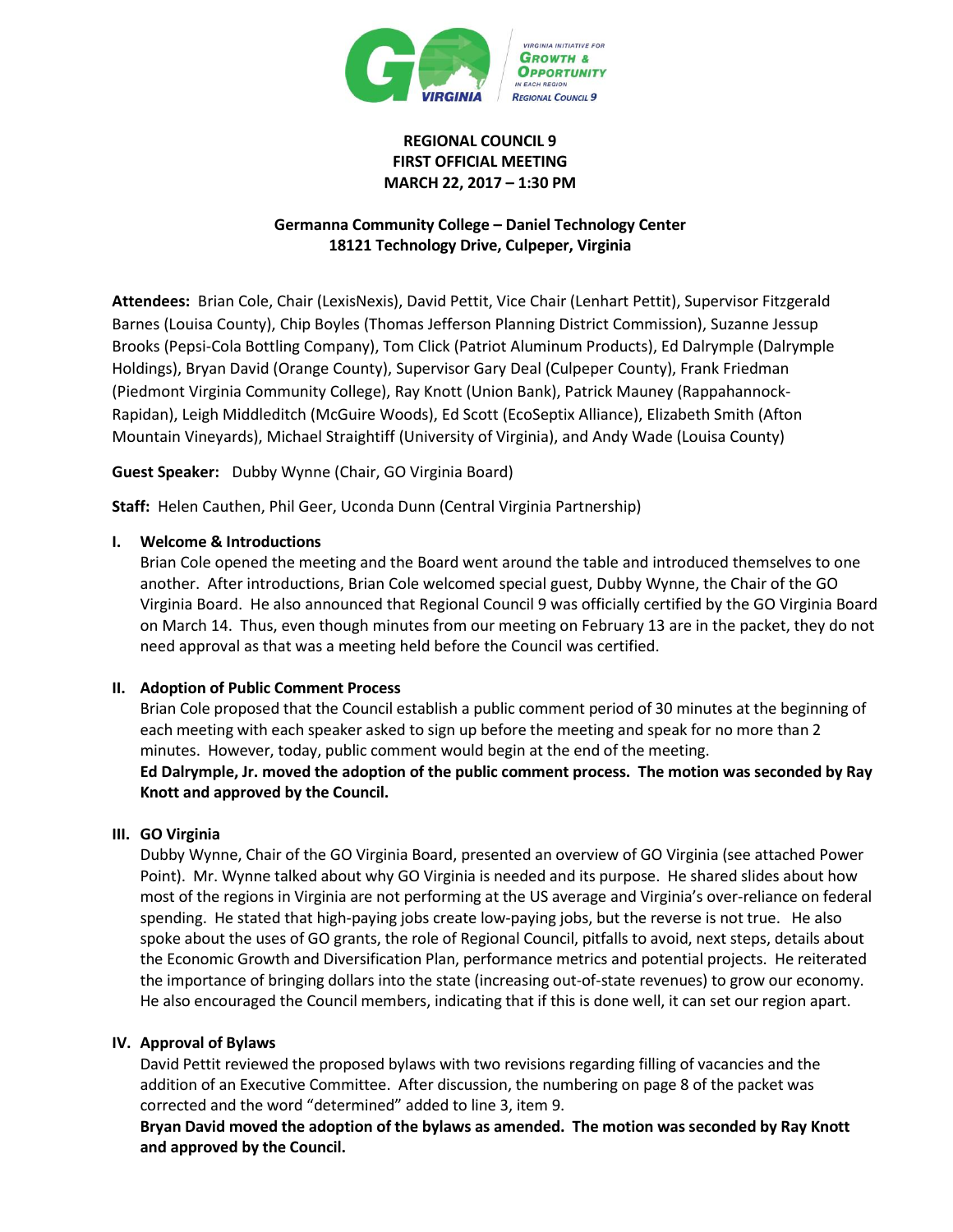**REGIONAL COUNCIL 9**
**FIRST OFFICIAL MEETING**
**MARCH 22, 2017 – 1:30 PM**

**Germanna Community College – Daniel Technology Center**
**18121 Technology Drive, Culpeper, Virginia**

**Attendees:** Brian Cole, Chair (LexisNexis), David Pettit, Vice Chair (Lenhart Pettit), Supervisor Fitzgerald Barnes (Louisa County), Chip Boyles (Thomas Jefferson Planning District Commission), Suzanne Jessup Brooks (Pepsi-Cola Bottling Company), Tom Click (Patriot Aluminum Products), Ed Dalrymple (Dalrymple Holdings), Bryan David (Orange County), Supervisor Gary Deal (Culpeper County), Frank Friedman (Piedmont Virginia Community College), Ray Knott (Union Bank), Patrick Mauney (Rappahannock-Rapidan), Leigh Middleditch (McGuire Woods), Ed Scott (EcoSeptix Alliance), Elizabeth Smith (Afton Mountain Vineyards), Michael Straightiff (University of Virginia), and Andy Wade (Louisa County)

**Guest Speaker:** Dubby Wynne (Chair, GO Virginia Board)

**Staff:** Helen Cauthen, Phil Geer, Uconda Dunn (Central Virginia Partnership)

## I. Welcome & Introductions

Brian Cole opened the meeting and the Board went around the table and introduced themselves to one another. After introductions, Brian Cole welcomed special guest, Dubby Wynne, the Chair of the GO Virginia Board. He also announced that Regional Council 9 was officially certified by the GO Virginia Board on March 14. Thus, even though minutes from our meeting on February 13 are in the packet, they do not need approval as that was a meeting held before the Council was certified.

## II. Adoption of Public Comment Process

Brian Cole proposed that the Council establish a public comment period of 30 minutes at the beginning of each meeting with each speaker asked to sign up before the meeting and speak for no more than 2 minutes. However, today, public comment would begin at the end of the meeting.

**Ed Dalrymple, Jr. moved the adoption of the public comment process. The motion was seconded by Ray Knott and approved by the Council.**

## III. GO Virginia

Dubby Wynne, Chair of the GO Virginia Board, presented an overview of GO Virginia (see attached Power Point). Mr. Wynne talked about why GO Virginia is needed and its purpose. He shared slides about how most of the regions in Virginia are not performing at the US average and Virginia's over-reliance on federal spending. He stated that high-paying jobs create low-paying jobs, but the reverse is not true. He also spoke about the uses of GO grants, the role of Regional Council, pitfalls to avoid, next steps, details about the Economic Growth and Diversification Plan, performance metrics and potential projects. He reiterated the importance of bringing dollars into the state (increasing out-of-state revenues) to grow our economy. He also encouraged the Council members, indicating that if this is done well, it can set our region apart.

## IV. Approval of Bylaws

David Pettit reviewed the proposed bylaws with two revisions regarding filling of vacancies and the addition of an Executive Committee. After discussion, the numbering on page 8 of the packet was corrected and the word "determined" added to line 3, item 9.

**Bryan David moved the adoption of the bylaws as amended. The motion was seconded by Ray Knott and approved by the Council.**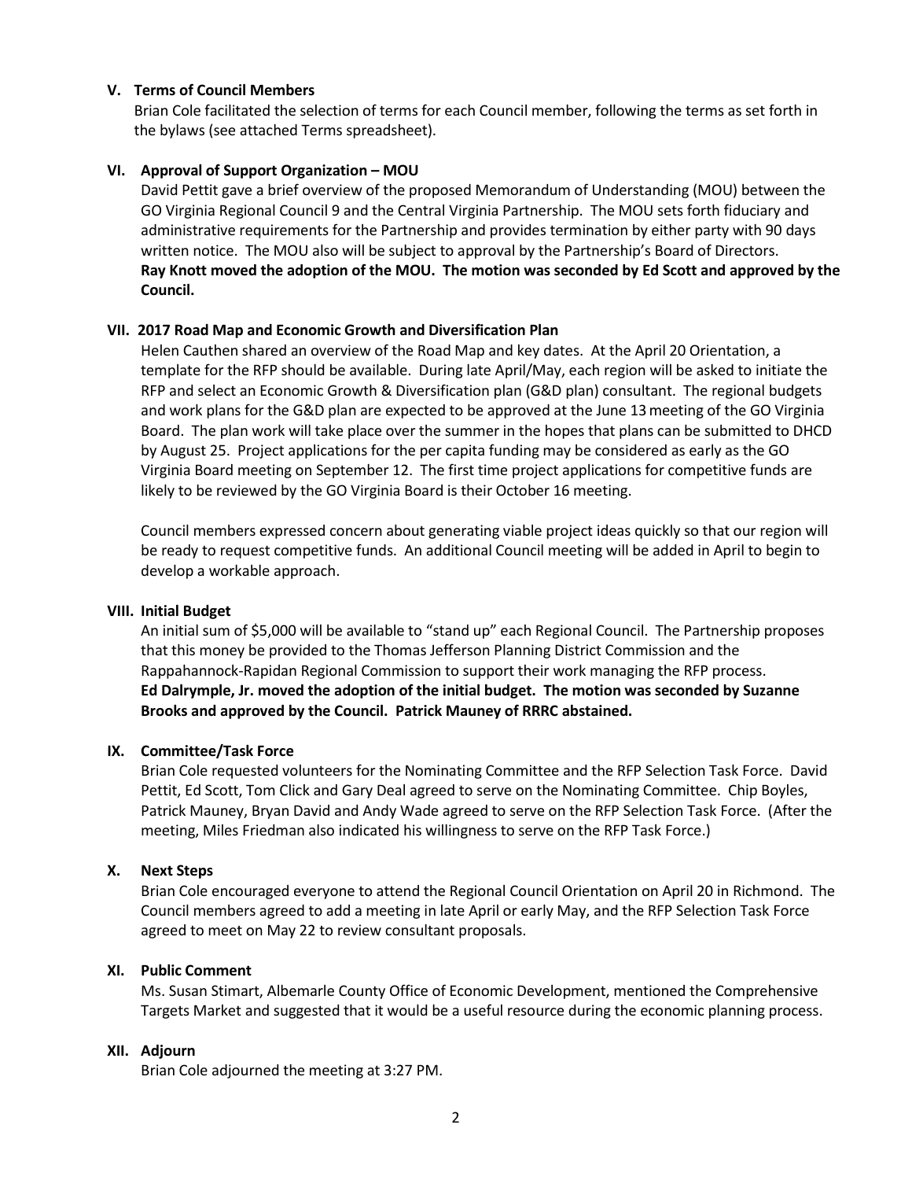### V. Terms of Council Members

Brian Cole facilitated the selection of terms for each Council member, following the terms as set forth in the bylaws (see attached Terms spreadsheet).

### VI. Approval of Support Organization – MOU

David Pettit gave a brief overview of the proposed Memorandum of Understanding (MOU) between the GO Virginia Regional Council 9 and the Central Virginia Partnership. The MOU sets forth fiduciary and administrative requirements for the Partnership and provides termination by either party with 90 days written notice. The MOU also will be subject to approval by the Partnership's Board of Directors. **Ray Knott moved the adoption of the MOU. The motion was seconded by Ed Scott and approved by the Council.**

### VII. 2017 Road Map and Economic Growth and Diversification Plan

Helen Cauthen shared an overview of the Road Map and key dates. At the April 20 Orientation, a template for the RFP should be available. During late April/May, each region will be asked to initiate the RFP and select an Economic Growth & Diversification plan (G&D plan) consultant. The regional budgets and work plans for the G&D plan are expected to be approved at the June 13 meeting of the GO Virginia Board. The plan work will take place over the summer in the hopes that plans can be submitted to DHCD by August 25. Project applications for the per capita funding may be considered as early as the GO Virginia Board meeting on September 12. The first time project applications for competitive funds are likely to be reviewed by the GO Virginia Board is their October 16 meeting.

Council members expressed concern about generating viable project ideas quickly so that our region will be ready to request competitive funds. An additional Council meeting will be added in April to begin to develop a workable approach.

### VIII. Initial Budget

An initial sum of $5,000 will be available to "stand up" each Regional Council. The Partnership proposes that this money be provided to the Thomas Jefferson Planning District Commission and the Rappahannock-Rapidan Regional Commission to support their work managing the RFP process. **Ed Dalrymple, Jr. moved the adoption of the initial budget. The motion was seconded by Suzanne Brooks and approved by the Council. Patrick Mauney of RRRC abstained.**

### IX. Committee/Task Force

Brian Cole requested volunteers for the Nominating Committee and the RFP Selection Task Force. David Pettit, Ed Scott, Tom Click and Gary Deal agreed to serve on the Nominating Committee. Chip Boyles, Patrick Mauney, Bryan David and Andy Wade agreed to serve on the RFP Selection Task Force. (After the meeting, Miles Friedman also indicated his willingness to serve on the RFP Task Force.)

### X. Next Steps

Brian Cole encouraged everyone to attend the Regional Council Orientation on April 20 in Richmond. The Council members agreed to add a meeting in late April or early May, and the RFP Selection Task Force agreed to meet on May 22 to review consultant proposals.

### XI. Public Comment

Ms. Susan Stimart, Albemarle County Office of Economic Development, mentioned the Comprehensive Targets Market and suggested that it would be a useful resource during the economic planning process.

### XII. Adjourn

Brian Cole adjourned the meeting at 3:27 PM.